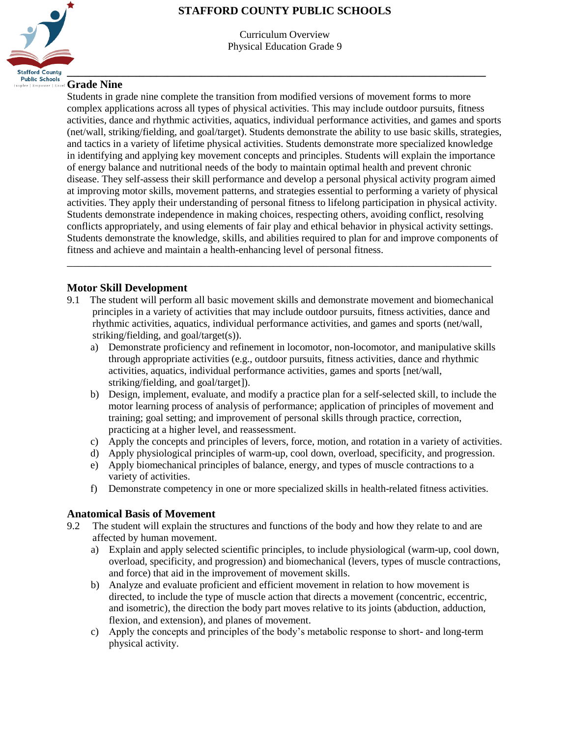# STAFFORD COUNTY PUBLIC SCHOOLS

Curriculum Overview
Physical Education Grade 9

---

## Grade Nine

Students in grade nine complete the transition from modified versions of movement forms to more complex applications across all types of physical activities. This may include outdoor pursuits, fitness activities, dance and rhythmic activities, aquatics, individual performance activities, and games and sports (net/wall, striking/fielding, and goal/target). Students demonstrate the ability to use basic skills, strategies, and tactics in a variety of lifetime physical activities. Students demonstrate more specialized knowledge in identifying and applying key movement concepts and principles. Students will explain the importance of energy balance and nutritional needs of the body to maintain optimal health and prevent chronic disease. They self-assess their skill performance and develop a personal physical activity program aimed at improving motor skills, movement patterns, and strategies essential to performing a variety of physical activities. They apply their understanding of personal fitness to lifelong participation in physical activity. Students demonstrate independence in making choices, respecting others, avoiding conflict, resolving conflicts appropriately, and using elements of fair play and ethical behavior in physical activity settings. Students demonstrate the knowledge, skills, and abilities required to plan for and improve components of fitness and achieve and maintain a health-enhancing level of personal fitness.

---

### Motor Skill Development

9.1 The student will perform all basic movement skills and demonstrate movement and biomechanical principles in a variety of activities that may include outdoor pursuits, fitness activities, dance and rhythmic activities, aquatics, individual performance activities, and games and sports (net/wall, striking/fielding, and goal/target(s)).

a) Demonstrate proficiency and refinement in locomotor, non-locomotor, and manipulative skills through appropriate activities (e.g., outdoor pursuits, fitness activities, dance and rhythmic activities, aquatics, individual performance activities, games and sports [net/wall, striking/fielding, and goal/target]).

b) Design, implement, evaluate, and modify a practice plan for a self-selected skill, to include the motor learning process of analysis of performance; application of principles of movement and training; goal setting; and improvement of personal skills through practice, correction, practicing at a higher level, and reassessment.

c) Apply the concepts and principles of levers, force, motion, and rotation in a variety of activities.

d) Apply physiological principles of warm-up, cool down, overload, specificity, and progression.

e) Apply biomechanical principles of balance, energy, and types of muscle contractions to a variety of activities.

f) Demonstrate competency in one or more specialized skills in health-related fitness activities.

### Anatomical Basis of Movement

9.2 The student will explain the structures and functions of the body and how they relate to and are affected by human movement.

a) Explain and apply selected scientific principles, to include physiological (warm-up, cool down, overload, specificity, and progression) and biomechanical (levers, types of muscle contractions, and force) that aid in the improvement of movement skills.

b) Analyze and evaluate proficient and efficient movement in relation to how movement is directed, to include the type of muscle action that directs a movement (concentric, eccentric, and isometric), the direction the body part moves relative to its joints (abduction, adduction, flexion, and extension), and planes of movement.

c) Apply the concepts and principles of the body's metabolic response to short- and long-term physical activity.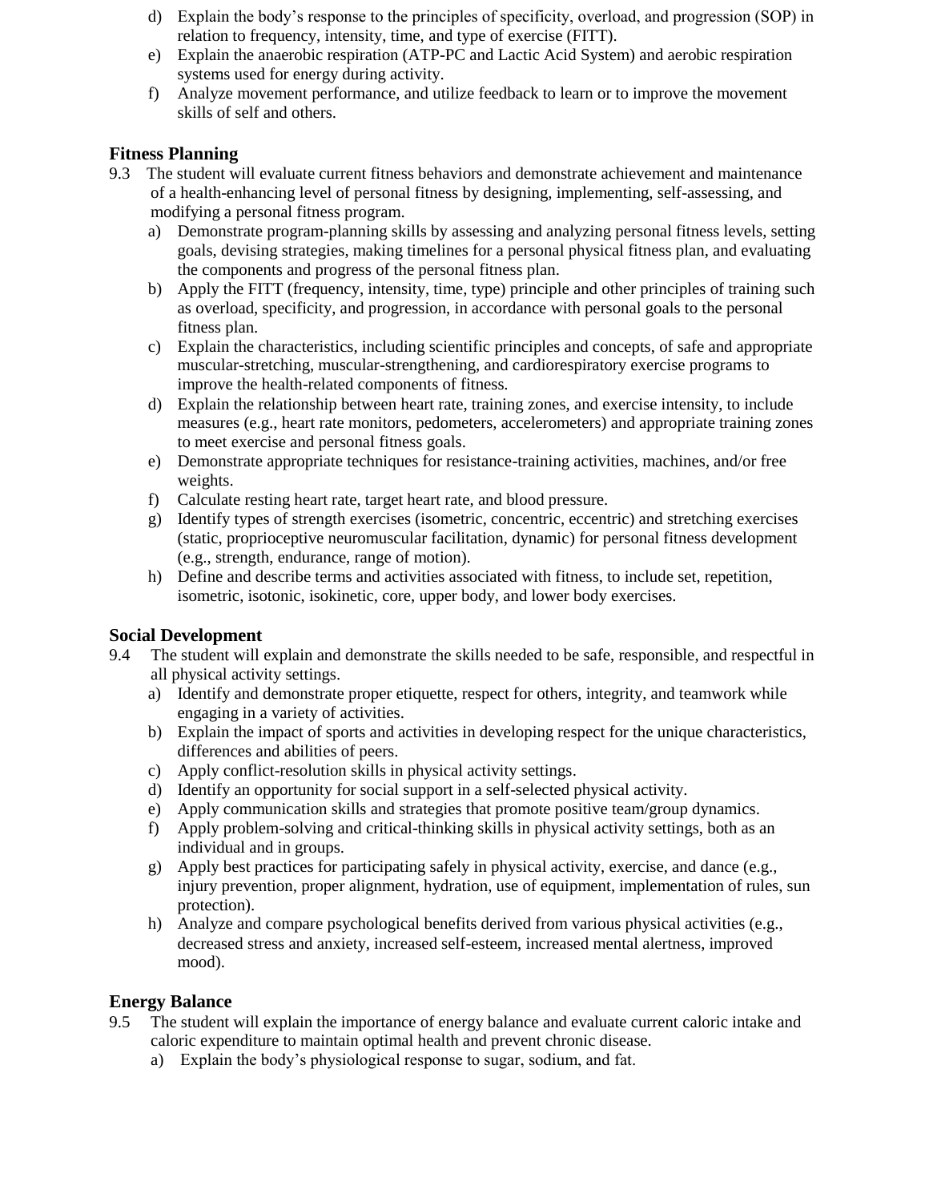d) Explain the body's response to the principles of specificity, overload, and progression (SOP) in relation to frequency, intensity, time, and type of exercise (FITT).
e) Explain the anaerobic respiration (ATP-PC and Lactic Acid System) and aerobic respiration systems used for energy during activity.
f) Analyze movement performance, and utilize feedback to learn or to improve the movement skills of self and others.

## Fitness Planning

9.3 The student will evaluate current fitness behaviors and demonstrate achievement and maintenance of a health-enhancing level of personal fitness by designing, implementing, self-assessing, and modifying a personal fitness program.

a) Demonstrate program-planning skills by assessing and analyzing personal fitness levels, setting goals, devising strategies, making timelines for a personal physical fitness plan, and evaluating the components and progress of the personal fitness plan.
b) Apply the FITT (frequency, intensity, time, type) principle and other principles of training such as overload, specificity, and progression, in accordance with personal goals to the personal fitness plan.
c) Explain the characteristics, including scientific principles and concepts, of safe and appropriate muscular-stretching, muscular-strengthening, and cardiorespiratory exercise programs to improve the health-related components of fitness.
d) Explain the relationship between heart rate, training zones, and exercise intensity, to include measures (e.g., heart rate monitors, pedometers, accelerometers) and appropriate training zones to meet exercise and personal fitness goals.
e) Demonstrate appropriate techniques for resistance-training activities, machines, and/or free weights.
f) Calculate resting heart rate, target heart rate, and blood pressure.
g) Identify types of strength exercises (isometric, concentric, eccentric) and stretching exercises (static, proprioceptive neuromuscular facilitation, dynamic) for personal fitness development (e.g., strength, endurance, range of motion).
h) Define and describe terms and activities associated with fitness, to include set, repetition, isometric, isotonic, isokinetic, core, upper body, and lower body exercises.

## Social Development

9.4 The student will explain and demonstrate the skills needed to be safe, responsible, and respectful in all physical activity settings.

a) Identify and demonstrate proper etiquette, respect for others, integrity, and teamwork while engaging in a variety of activities.
b) Explain the impact of sports and activities in developing respect for the unique characteristics, differences and abilities of peers.
c) Apply conflict-resolution skills in physical activity settings.
d) Identify an opportunity for social support in a self-selected physical activity.
e) Apply communication skills and strategies that promote positive team/group dynamics.
f) Apply problem-solving and critical-thinking skills in physical activity settings, both as an individual and in groups.
g) Apply best practices for participating safely in physical activity, exercise, and dance (e.g., injury prevention, proper alignment, hydration, use of equipment, implementation of rules, sun protection).
h) Analyze and compare psychological benefits derived from various physical activities (e.g., decreased stress and anxiety, increased self-esteem, increased mental alertness, improved mood).

## Energy Balance

9.5 The student will explain the importance of energy balance and evaluate current caloric intake and caloric expenditure to maintain optimal health and prevent chronic disease.

a) Explain the body's physiological response to sugar, sodium, and fat.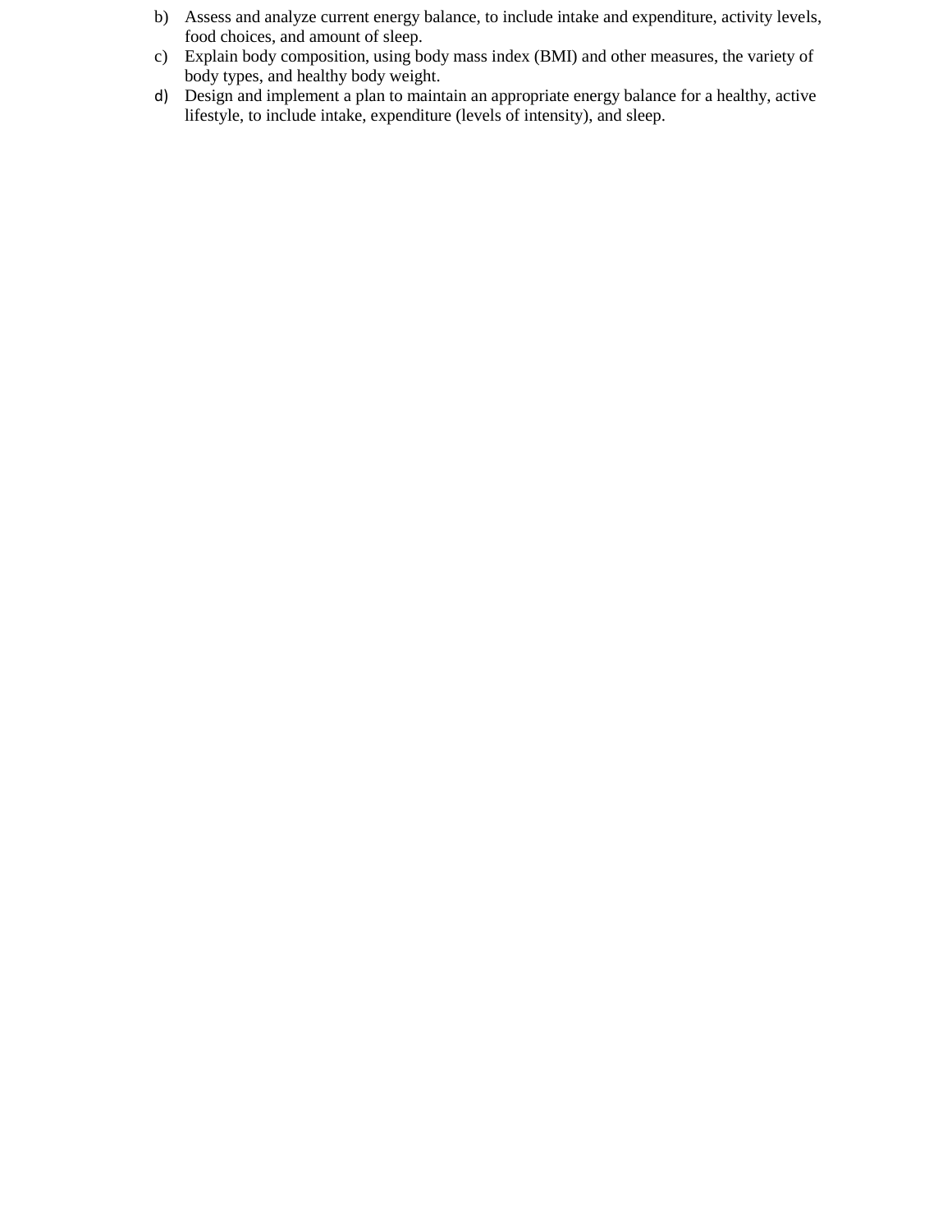b) Assess and analyze current energy balance, to include intake and expenditure, activity levels, food choices, and amount of sleep.
c) Explain body composition, using body mass index (BMI) and other measures, the variety of body types, and healthy body weight.
d) Design and implement a plan to maintain an appropriate energy balance for a healthy, active lifestyle, to include intake, expenditure (levels of intensity), and sleep.